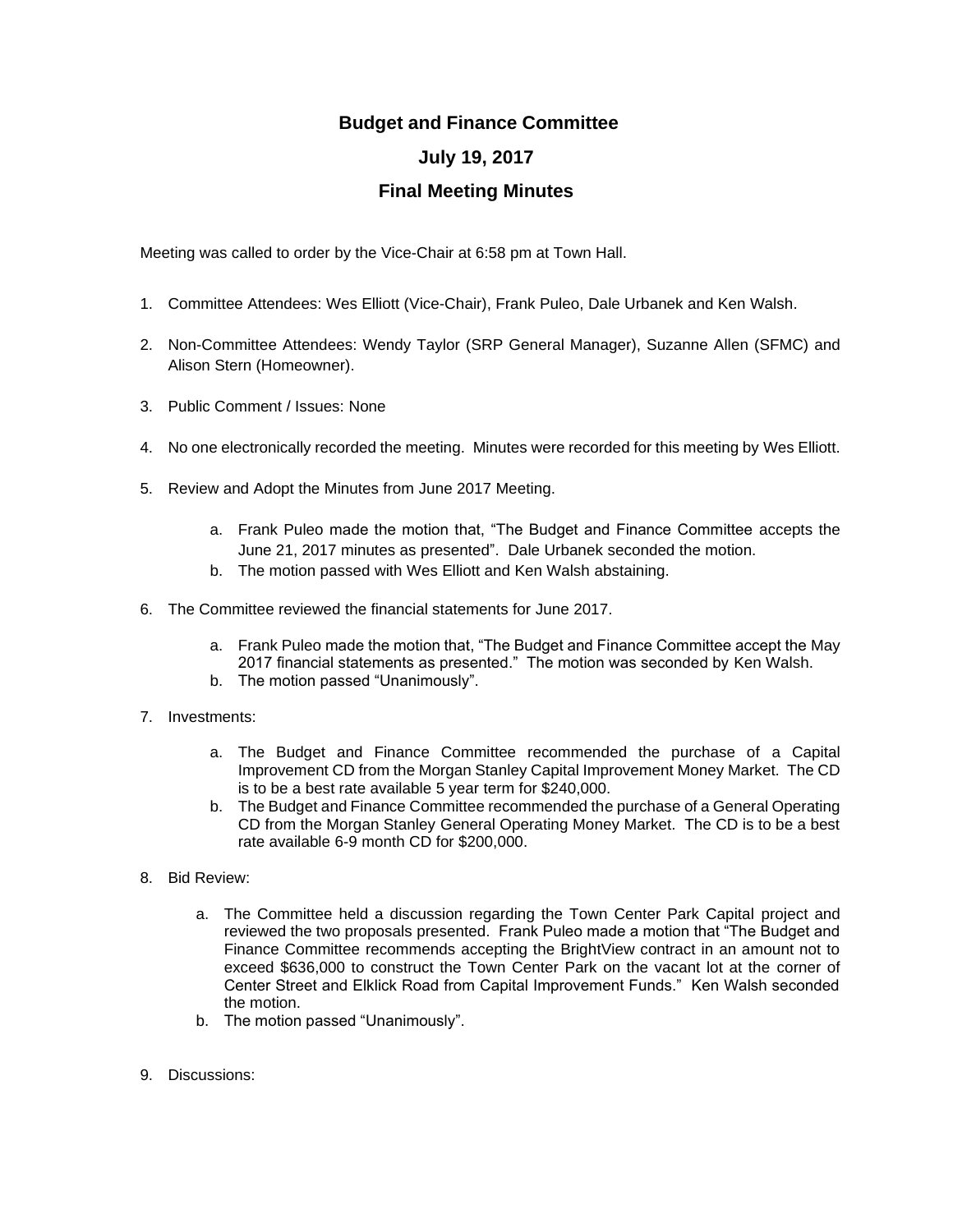# Budget and Finance Committee

## July 19, 2017

## Final Meeting Minutes

Meeting was called to order by the Vice-Chair at 6:58 pm at Town Hall.

1. Committee Attendees: Wes Elliott (Vice-Chair), Frank Puleo, Dale Urbanek and Ken Walsh.

2. Non-Committee Attendees: Wendy Taylor (SRP General Manager), Suzanne Allen (SFMC) and Alison Stern (Homeowner).

3. Public Comment / Issues: None

4. No one electronically recorded the meeting. Minutes were recorded for this meeting by Wes Elliott.

5. Review and Adopt the Minutes from June 2017 Meeting.

   a. Frank Puleo made the motion that, "The Budget and Finance Committee accepts the June 21, 2017 minutes as presented". Dale Urbanek seconded the motion.
   b. The motion passed with Wes Elliott and Ken Walsh abstaining.

6. The Committee reviewed the financial statements for June 2017.

   a. Frank Puleo made the motion that, "The Budget and Finance Committee accept the May 2017 financial statements as presented." The motion was seconded by Ken Walsh.
   b. The motion passed "Unanimously".

7. Investments:

   a. The Budget and Finance Committee recommended the purchase of a Capital Improvement CD from the Morgan Stanley Capital Improvement Money Market. The CD is to be a best rate available 5 year term for $240,000.
   b. The Budget and Finance Committee recommended the purchase of a General Operating CD from the Morgan Stanley General Operating Money Market. The CD is to be a best rate available 6-9 month CD for $200,000.

8. Bid Review:

   a. The Committee held a discussion regarding the Town Center Park Capital project and reviewed the two proposals presented. Frank Puleo made a motion that "The Budget and Finance Committee recommends accepting the BrightView contract in an amount not to exceed $636,000 to construct the Town Center Park on the vacant lot at the corner of Center Street and Elklick Road from Capital Improvement Funds." Ken Walsh seconded the motion.
   b. The motion passed "Unanimously".

9. Discussions: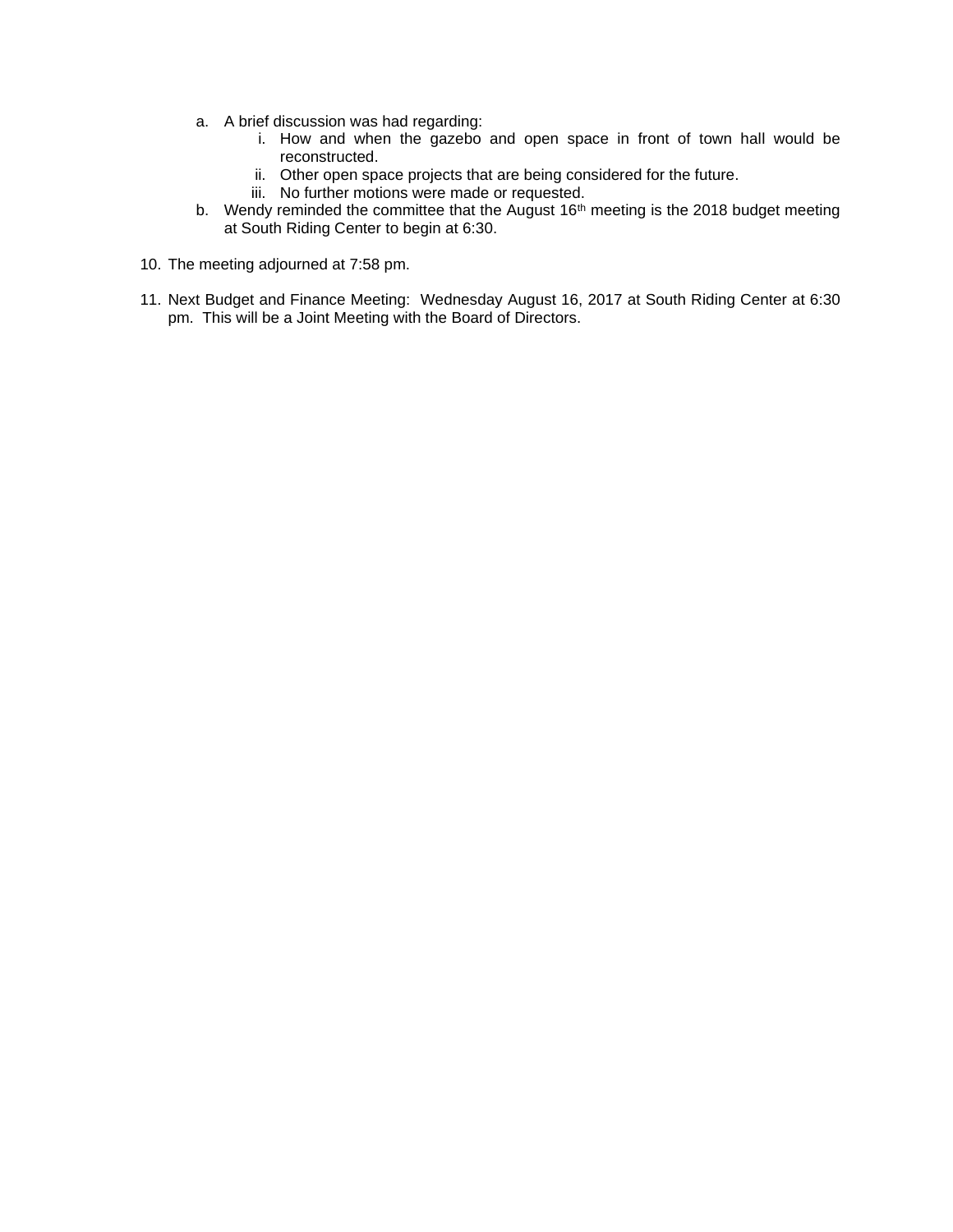a. A brief discussion was had regarding:
      i. How and when the gazebo and open space in front of town hall would be reconstructed.
      ii. Other open space projects that are being considered for the future.
      iii. No further motions were made or requested.
   b. Wendy reminded the committee that the August 16th meeting is the 2018 budget meeting at South Riding Center to begin at 6:30.

10. The meeting adjourned at 7:58 pm.

11. Next Budget and Finance Meeting: Wednesday August 16, 2017 at South Riding Center at 6:30 pm. This will be a Joint Meeting with the Board of Directors.